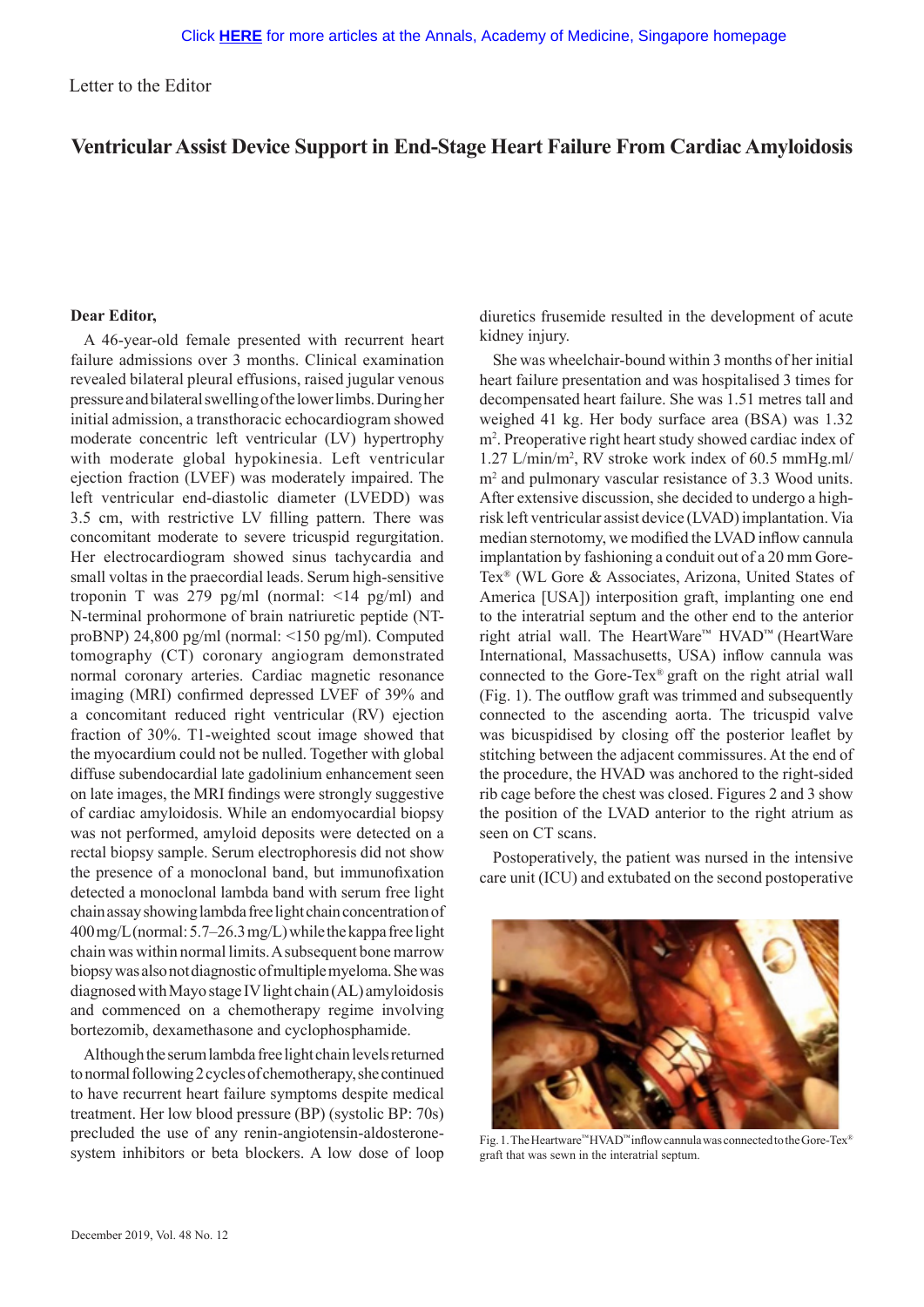Click **HERE** for more articles at the Annals, Academy of Medicine, Singapore homepage

Letter to the Editor

# Ventricular Assist Device Support in End-Stage Heart Failure From Cardiac Amyloidosis

**Dear Editor,**

A 46-year-old female presented with recurrent heart failure admissions over 3 months. Clinical examination revealed bilateral pleural effusions, raised jugular venous pressure and bilateral swelling of the lower limbs. During her initial admission, a transthoracic echocardiogram showed moderate concentric left ventricular (LV) hypertrophy with moderate global hypokinesia. Left ventricular ejection fraction (LVEF) was moderately impaired. The left ventricular end-diastolic diameter (LVEDD) was 3.5 cm, with restrictive LV filling pattern. There was concomitant moderate to severe tricuspid regurgitation. Her electrocardiogram showed sinus tachycardia and small voltas in the praecordial leads. Serum high-sensitive troponin T was 279 pg/ml (normal: <14 pg/ml) and N-terminal prohormone of brain natriuretic peptide (NT-proBNP) 24,800 pg/ml (normal: <150 pg/ml). Computed tomography (CT) coronary angiogram demonstrated normal coronary arteries. Cardiac magnetic resonance imaging (MRI) confirmed depressed LVEF of 39% and a concomitant reduced right ventricular (RV) ejection fraction of 30%. T1-weighted scout image showed that the myocardium could not be nulled. Together with global diffuse subendocardial late gadolinium enhancement seen on late images, the MRI findings were strongly suggestive of cardiac amyloidosis. While an endomyocardial biopsy was not performed, amyloid deposits were detected on a rectal biopsy sample. Serum electrophoresis did not show the presence of a monoclonal band, but immunofixation detected a monoclonal lambda band with serum free light chain assay showing lambda free light chain concentration of 400 mg/L (normal: 5.7–26.3 mg/L) while the kappa free light chain was within normal limits. A subsequent bone marrow biopsy was also not diagnostic of multiple myeloma. She was diagnosed with Mayo stage IV light chain (AL) amyloidosis and commenced on a chemotherapy regime involving bortezomib, dexamethasone and cyclophosphamide.

Although the serum lambda free light chain levels returned to normal following 2 cycles of chemotherapy, she continued to have recurrent heart failure symptoms despite medical treatment. Her low blood pressure (BP) (systolic BP: 70s) precluded the use of any renin-angiotensin-aldosterone-system inhibitors or beta blockers. A low dose of loop diuretics frusemide resulted in the development of acute kidney injury.

She was wheelchair-bound within 3 months of her initial heart failure presentation and was hospitalised 3 times for decompensated heart failure. She was 1.51 metres tall and weighed 41 kg. Her body surface area (BSA) was 1.32 $m^2$. Preoperative right heart study showed cardiac index of 1.27 L/min/$m^2$, RV stroke work index of 60.5 mmHg.ml/$m^2$ and pulmonary vascular resistance of 3.3 Wood units. After extensive discussion, she decided to undergo a high-risk left ventricular assist device (LVAD) implantation. Via median sternotomy, we modified the LVAD inflow cannula implantation by fashioning a conduit out of a 20 mm Gore-Tex® (WL Gore & Associates, Arizona, United States of America [USA]) interposition graft, implanting one end to the interatrial septum and the other end to the anterior right atrial wall. The HeartWare™ HVAD™ (HeartWare International, Massachusetts, USA) inflow cannula was connected to the Gore-Tex® graft on the right atrial wall (Fig. 1). The outflow graft was trimmed and subsequently connected to the ascending aorta. The tricuspid valve was bicuspidised by closing off the posterior leaflet by stitching between the adjacent commissures. At the end of the procedure, the HVAD was anchored to the right-sided rib cage before the chest was closed. Figures 2 and 3 show the position of the LVAD anterior to the right atrium as seen on CT scans.

Postoperatively, the patient was nursed in the intensive care unit (ICU) and extubated on the second postoperative

Fig. 1. The Heartware™ HVAD™ inflow cannula was connected to the Gore-Tex® graft that was sewn in the interatrial septum.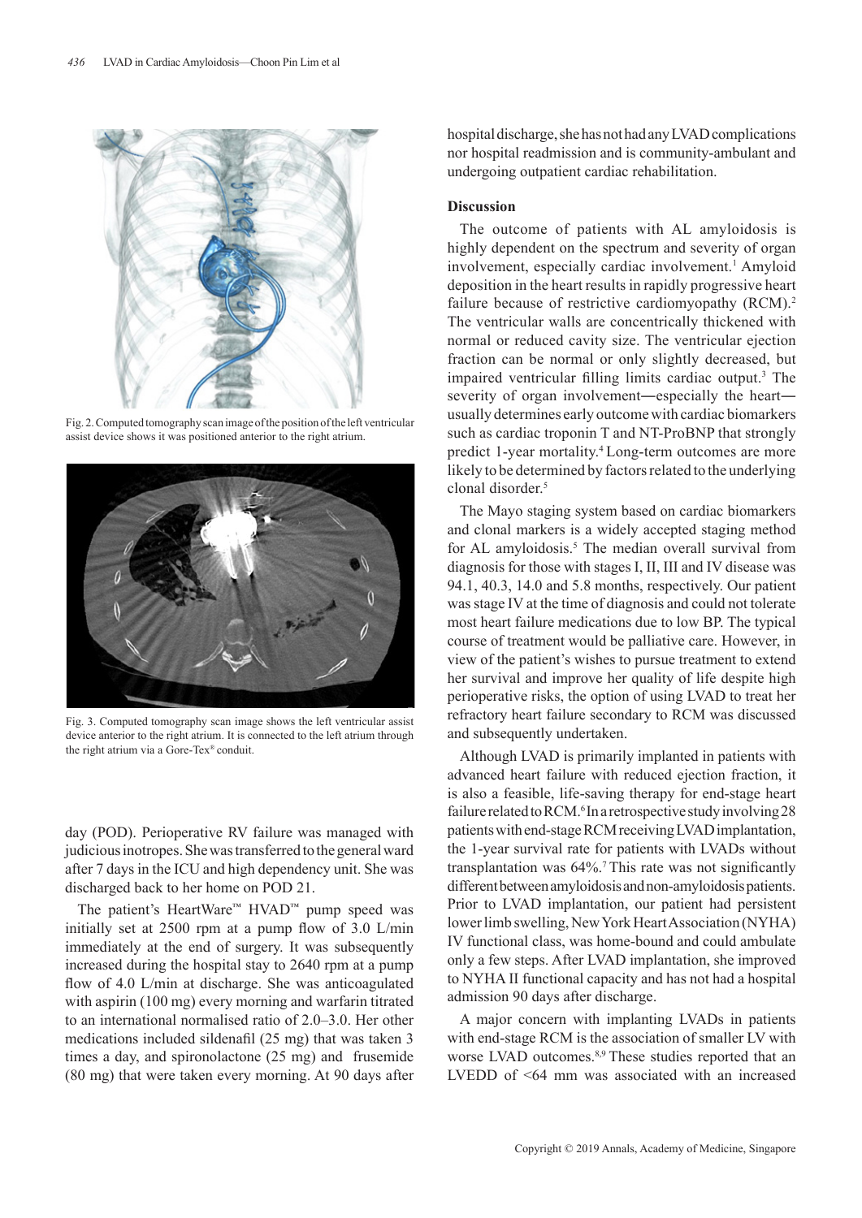Fig. 2. Computed tomography scan image of the position of the left ventricular assist device shows it was positioned anterior to the right atrium.

Fig. 3. Computed tomography scan image shows the left ventricular assist device anterior to the right atrium. It is connected to the left atrium through the right atrium via a Gore-Tex® conduit.

day (POD). Perioperative RV failure was managed with judicious inotropes. She was transferred to the general ward after 7 days in the ICU and high dependency unit. She was discharged back to her home on POD 21.

The patient's HeartWare™ HVAD™ pump speed was initially set at 2500 rpm at a pump flow of 3.0 L/min immediately at the end of surgery. It was subsequently increased during the hospital stay to 2640 rpm at a pump flow of 4.0 L/min at discharge. She was anticoagulated with aspirin (100 mg) every morning and warfarin titrated to an international normalised ratio of 2.0–3.0. Her other medications included sildenafil (25 mg) that was taken 3 times a day, and spironolactone (25 mg) and frusemide (80 mg) that were taken every morning. At 90 days after hospital discharge, she has not had any LVAD complications nor hospital readmission and is community-ambulant and undergoing outpatient cardiac rehabilitation.

**Discussion**

The outcome of patients with AL amyloidosis is highly dependent on the spectrum and severity of organ involvement, especially cardiac involvement.[1] Amyloid deposition in the heart results in rapidly progressive heart failure because of restrictive cardiomyopathy (RCM).[2] The ventricular walls are concentrically thickened with normal or reduced cavity size. The ventricular ejection fraction can be normal or only slightly decreased, but impaired ventricular filling limits cardiac output.[3] The severity of organ involvement—especially the heart—usually determines early outcome with cardiac biomarkers such as cardiac troponin T and NT-ProBNP that strongly predict 1-year mortality.[4] Long-term outcomes are more likely to be determined by factors related to the underlying clonal disorder.[5]

The Mayo staging system based on cardiac biomarkers and clonal markers is a widely accepted staging method for AL amyloidosis.[5] The median overall survival from diagnosis for those with stages I, II, III and IV disease was 94.1, 40.3, 14.0 and 5.8 months, respectively. Our patient was stage IV at the time of diagnosis and could not tolerate most heart failure medications due to low BP. The typical course of treatment would be palliative care. However, in view of the patient's wishes to pursue treatment to extend her survival and improve her quality of life despite high perioperative risks, the option of using LVAD to treat her refractory heart failure secondary to RCM was discussed and subsequently undertaken.

Although LVAD is primarily implanted in patients with advanced heart failure with reduced ejection fraction, it is also a feasible, life-saving therapy for end-stage heart failure related to RCM.[6] In a retrospective study involving 28 patients with end-stage RCM receiving LVAD implantation, the 1-year survival rate for patients with LVADs without transplantation was 64%.[7] This rate was not significantly different between amyloidosis and non-amyloidosis patients. Prior to LVAD implantation, our patient had persistent lower limb swelling, New York Heart Association (NYHA) IV functional class, was home-bound and could ambulate only a few steps. After LVAD implantation, she improved to NYHA II functional capacity and has not had a hospital admission 90 days after discharge.

A major concern with implanting LVADs in patients with end-stage RCM is the association of smaller LV with worse LVAD outcomes.[8,9] These studies reported that an LVEDD of <64 mm was associated with an increased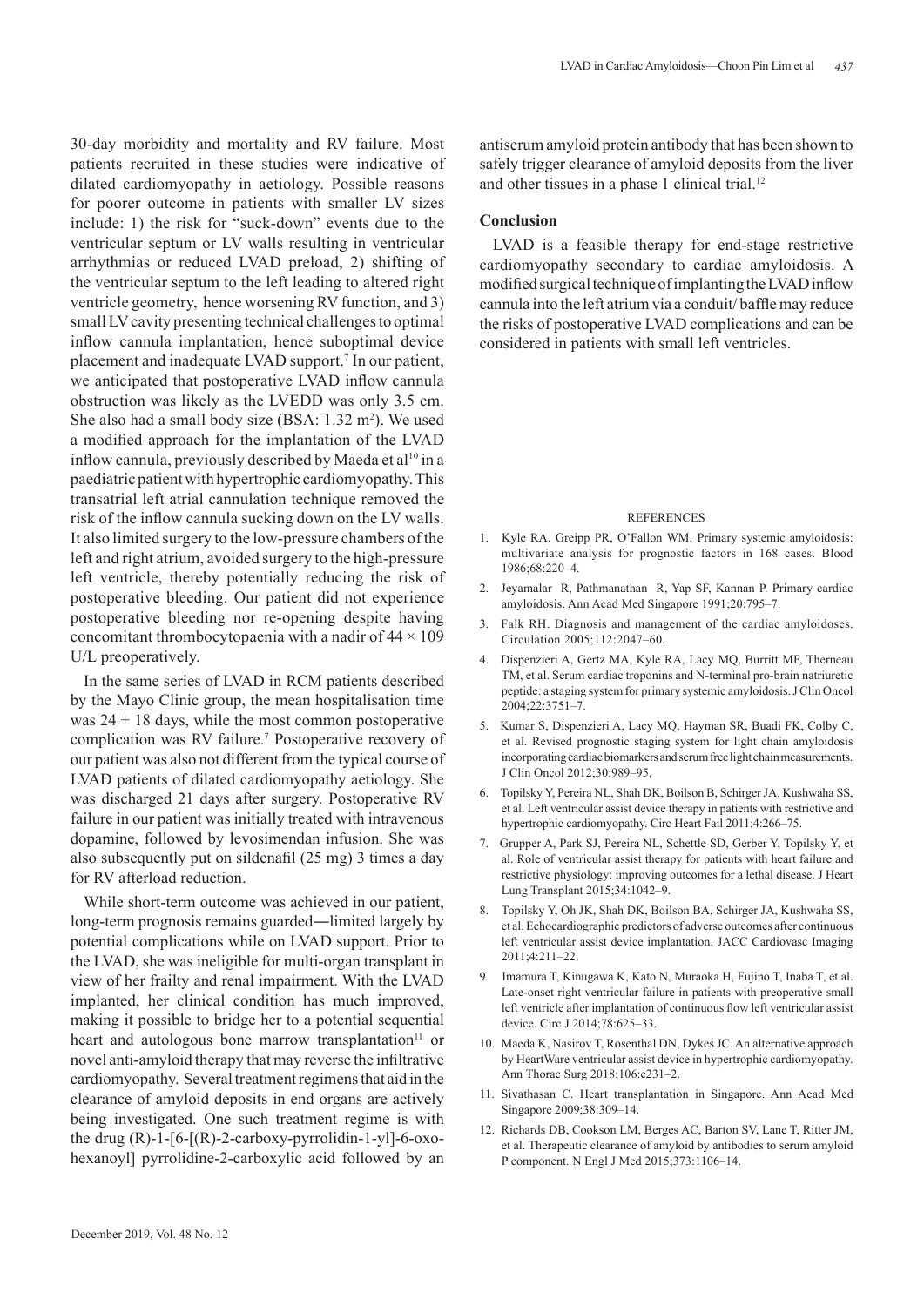30-day morbidity and mortality and RV failure. Most patients recruited in these studies were indicative of dilated cardiomyopathy in aetiology. Possible reasons for poorer outcome in patients with smaller LV sizes include: 1) the risk for "suck-down" events due to the ventricular septum or LV walls resulting in ventricular arrhythmias or reduced LVAD preload, 2) shifting of the ventricular septum to the left leading to altered right ventricle geometry, hence worsening RV function, and 3) small LV cavity presenting technical challenges to optimal inflow cannula implantation, hence suboptimal device placement and inadequate LVAD support.[7] In our patient, we anticipated that postoperative LVAD inflow cannula obstruction was likely as the LVEDD was only 3.5 cm. She also had a small body size (BSA: 1.32 $m^2$). We used a modified approach for the implantation of the LVAD inflow cannula, previously described by Maeda et al[10] in a paediatric patient with hypertrophic cardiomyopathy. This transatrial left atrial cannulation technique removed the risk of the inflow cannula sucking down on the LV walls. It also limited surgery to the low-pressure chambers of the left and right atrium, avoided surgery to the high-pressure left ventricle, thereby potentially reducing the risk of postoperative bleeding. Our patient did not experience postoperative bleeding nor re-opening despite having concomitant thrombocytopaenia with a nadir of $44 \times 109$ U/L preoperatively.

In the same series of LVAD in RCM patients described by the Mayo Clinic group, the mean hospitalisation time was $24 \pm 18$ days, while the most common postoperative complication was RV failure.[7] Postoperative recovery of our patient was also not different from the typical course of LVAD patients of dilated cardiomyopathy aetiology. She was discharged 21 days after surgery. Postoperative RV failure in our patient was initially treated with intravenous dopamine, followed by levosimendan infusion. She was also subsequently put on sildenafil (25 mg) 3 times a day for RV afterload reduction.

While short-term outcome was achieved in our patient, long-term prognosis remains guarded—limited largely by potential complications while on LVAD support. Prior to the LVAD, she was ineligible for multi-organ transplant in view of her frailty and renal impairment. With the LVAD implanted, her clinical condition has much improved, making it possible to bridge her to a potential sequential heart and autologous bone marrow transplantation[11] or novel anti-amyloid therapy that may reverse the infiltrative cardiomyopathy. Several treatment regimens that aid in the clearance of amyloid deposits in end organs are actively being investigated. One such treatment regime is with the drug (R)-1-[6-[(R)-2-carboxy-pyrrolidin-1-yl]-6-oxo-hexanoyl] pyrrolidine-2-carboxylic acid followed by an antiserum amyloid protein antibody that has been shown to safely trigger clearance of amyloid deposits from the liver and other tissues in a phase 1 clinical trial.[12]

## Conclusion

LVAD is a feasible therapy for end-stage restrictive cardiomyopathy secondary to cardiac amyloidosis. A modified surgical technique of implanting the LVAD inflow cannula into the left atrium via a conduit/ baffle may reduce the risks of postoperative LVAD complications and can be considered in patients with small left ventricles.

## REFERENCES

1. Kyle RA, Greipp PR, O'Fallon WM. Primary systemic amyloidosis: multivariate analysis for prognostic factors in 168 cases. Blood 1986;68:220–4.
2. Jeyamalar R, Pathmanathan R, Yap SF, Kannan P. Primary cardiac amyloidosis. Ann Acad Med Singapore 1991;20:795–7.
3. Falk RH. Diagnosis and management of the cardiac amyloidoses. Circulation 2005;112:2047–60.
4. Dispenzieri A, Gertz MA, Kyle RA, Lacy MQ, Burritt MF, Therneau TM, et al. Serum cardiac troponins and N-terminal pro-brain natriuretic peptide: a staging system for primary systemic amyloidosis. J Clin Oncol 2004;22:3751–7.
5. Kumar S, Dispenzieri A, Lacy MQ, Hayman SR, Buadi FK, Colby C, et al. Revised prognostic staging system for light chain amyloidosis incorporating cardiac biomarkers and serum free light chain measurements. J Clin Oncol 2012;30:989–95.
6. Topilsky Y, Pereira NL, Shah DK, Boilson B, Schirger JA, Kushwaha SS, et al. Left ventricular assist device therapy in patients with restrictive and hypertrophic cardiomyopathy. Circ Heart Fail 2011;4:266–75.
7. Grupper A, Park SJ, Pereira NL, Schettle SD, Gerber Y, Topilsky Y, et al. Role of ventricular assist therapy for patients with heart failure and restrictive physiology: improving outcomes for a lethal disease. J Heart Lung Transplant 2015;34:1042–9.
8. Topilsky Y, Oh JK, Shah DK, Boilson BA, Schirger JA, Kushwaha SS, et al. Echocardiographic predictors of adverse outcomes after continuous left ventricular assist device implantation. JACC Cardiovasc Imaging 2011;4:211–22.
9. Imamura T, Kinugawa K, Kato N, Muraoka H, Fujino T, Inaba T, et al. Late-onset right ventricular failure in patients with preoperative small left ventricle after implantation of continuous flow left ventricular assist device. Circ J 2014;78:625–33.
10. Maeda K, Nasirov T, Rosenthal DN, Dykes JC. An alternative approach by HeartWare ventricular assist device in hypertrophic cardiomyopathy. Ann Thorac Surg 2018;106:e231–2.
11. Sivathasan C. Heart transplantation in Singapore. Ann Acad Med Singapore 2009;38:309–14.
12. Richards DB, Cookson LM, Berges AC, Barton SV, Lane T, Ritter JM, et al. Therapeutic clearance of amyloid by antibodies to serum amyloid P component. N Engl J Med 2015;373:1106–14.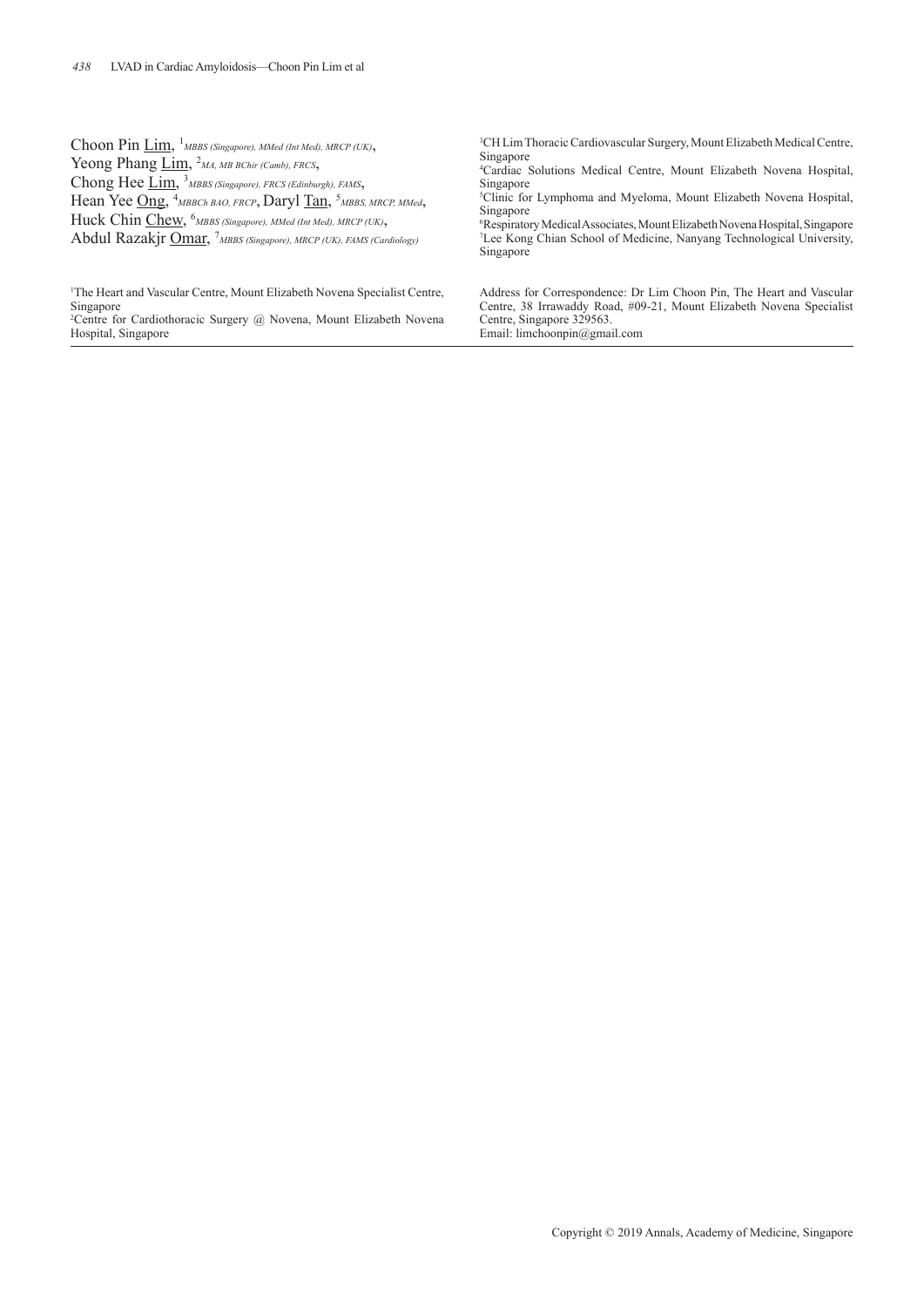Choon Pin Lim, [1]*MBBS (Singapore), MMed (Int Med), MRCP (UK)*, Yeong Phang Lim, [2]*MA, MB BChir (Camb), FRCS*, Chong Hee Lim, [3]*MBBS (Singapore), FRCS (Edinburgh), FAMS*, Hean Yee Ong, [4]*MBBCh BAO, FRCP*, Daryl Tan, [5]*MBBS, MRCP, MMed*, Huck Chin Chew, [6]*MBBS (Singapore), MMed (Int Med), MRCP (UK)*, Abdul Razakjr Omar, [7]*MBBS (Singapore), MRCP (UK), FAMS (Cardiology)*

[1]The Heart and Vascular Centre, Mount Elizabeth Novena Specialist Centre, Singapore

[2]Centre for Cardiothoracic Surgery @ Novena, Mount Elizabeth Novena Hospital, Singapore

[3]CH Lim Thoracic Cardiovascular Surgery, Mount Elizabeth Medical Centre, Singapore

[4]Cardiac Solutions Medical Centre, Mount Elizabeth Novena Hospital, Singapore

[5]Clinic for Lymphoma and Myeloma, Mount Elizabeth Novena Hospital, Singapore

[6]Respiratory Medical Associates, Mount Elizabeth Novena Hospital, Singapore

[7]Lee Kong Chian School of Medicine, Nanyang Technological University, Singapore

Address for Correspondence: Dr Lim Choon Pin, The Heart and Vascular Centre, 38 Irrawaddy Road, #09-21, Mount Elizabeth Novena Specialist Centre, Singapore 329563.
Email: limchoonpin@gmail.com